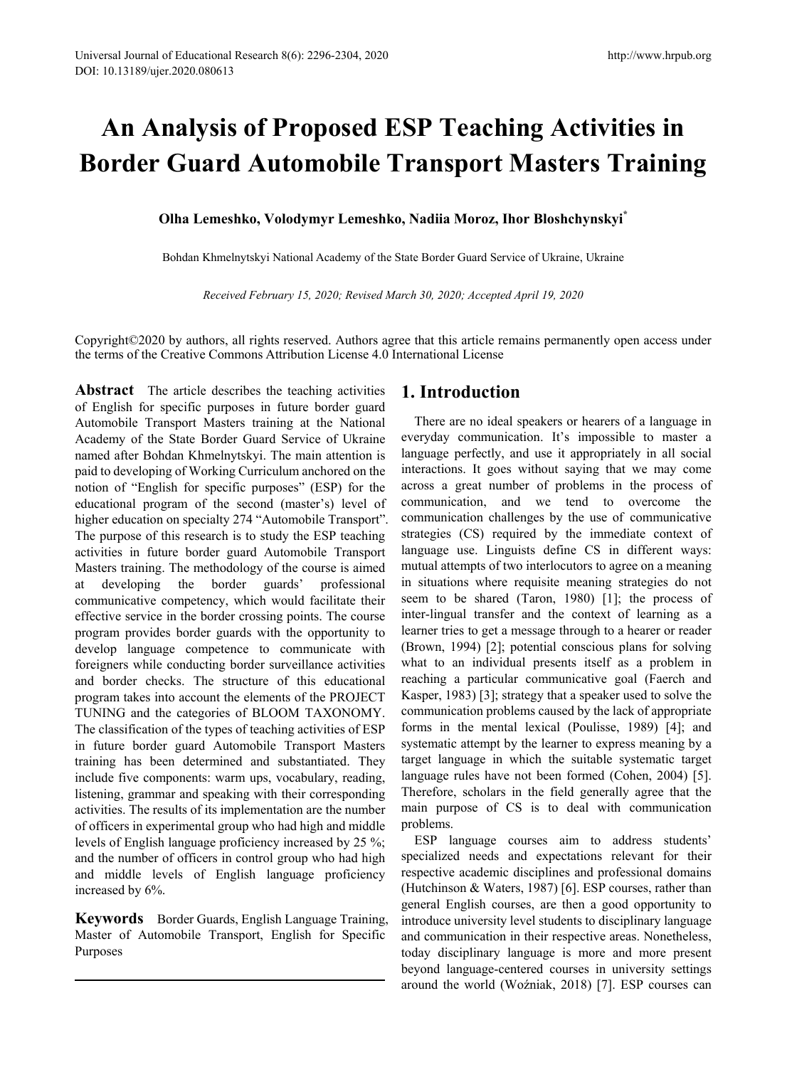# An Analysis of Proposed ESP Teaching Activities in Border Guard Automobile Transport Masters Training

**Olha Lemeshko, Volodymyr Lemeshko, Nadiia Moroz, Ihor Bloshchynskyi***

Bohdan Khmelnytskyi National Academy of the State Border Guard Service of Ukraine, Ukraine

*Received February 15, 2020; Revised March 30, 2020; Accepted April 19, 2020*

Copyright©2020 by authors, all rights reserved. Authors agree that this article remains permanently open access under the terms of the Creative Commons Attribution License 4.0 International License

**Abstract** The article describes the teaching activities of English for specific purposes in future border guard Automobile Transport Masters training at the National Academy of the State Border Guard Service of Ukraine named after Bohdan Khmelnytskyi. The main attention is paid to developing of Working Curriculum anchored on the notion of "English for specific purposes" (ESP) for the educational program of the second (master's) level of higher education on specialty 274 "Automobile Transport". The purpose of this research is to study the ESP teaching activities in future border guard Automobile Transport Masters training. The methodology of the course is aimed at developing the border guards' professional communicative competency, which would facilitate their effective service in the border crossing points. The course program provides border guards with the opportunity to develop language competence to communicate with foreigners while conducting border surveillance activities and border checks. The structure of this educational program takes into account the elements of the PROJECT TUNING and the categories of BLOOM TAXONOMY. The classification of the types of teaching activities of ESP in future border guard Automobile Transport Masters training has been determined and substantiated. They include five components: warm ups, vocabulary, reading, listening, grammar and speaking with their corresponding activities. The results of its implementation are the number of officers in experimental group who had high and middle levels of English language proficiency increased by 25 %; and the number of officers in control group who had high and middle levels of English language proficiency increased by 6%.

**Keywords** Border Guards, English Language Training, Master of Automobile Transport, English for Specific Purposes

## 1. Introduction

There are no ideal speakers or hearers of a language in everyday communication. It's impossible to master a language perfectly, and use it appropriately in all social interactions. It goes without saying that we may come across a great number of problems in the process of communication, and we tend to overcome the communication challenges by the use of communicative strategies (CS) required by the immediate context of language use. Linguists define CS in different ways: mutual attempts of two interlocutors to agree on a meaning in situations where requisite meaning strategies do not seem to be shared (Taron, 1980) [1]; the process of inter-lingual transfer and the context of learning as a learner tries to get a message through to a hearer or reader (Brown, 1994) [2]; potential conscious plans for solving what to an individual presents itself as a problem in reaching a particular communicative goal (Faerch and Kasper, 1983) [3]; strategy that a speaker used to solve the communication problems caused by the lack of appropriate forms in the mental lexical (Poulisse, 1989) [4]; and systematic attempt by the learner to express meaning by a target language in which the suitable systematic target language rules have not been formed (Cohen, 2004) [5]. Therefore, scholars in the field generally agree that the main purpose of CS is to deal with communication problems.

ESP language courses aim to address students' specialized needs and expectations relevant for their respective academic disciplines and professional domains (Hutchinson & Waters, 1987) [6]. ESP courses, rather than general English courses, are then a good opportunity to introduce university level students to disciplinary language and communication in their respective areas. Nonetheless, today disciplinary language is more and more present beyond language-centered courses in university settings around the world (Woźniak, 2018) [7]. ESP courses can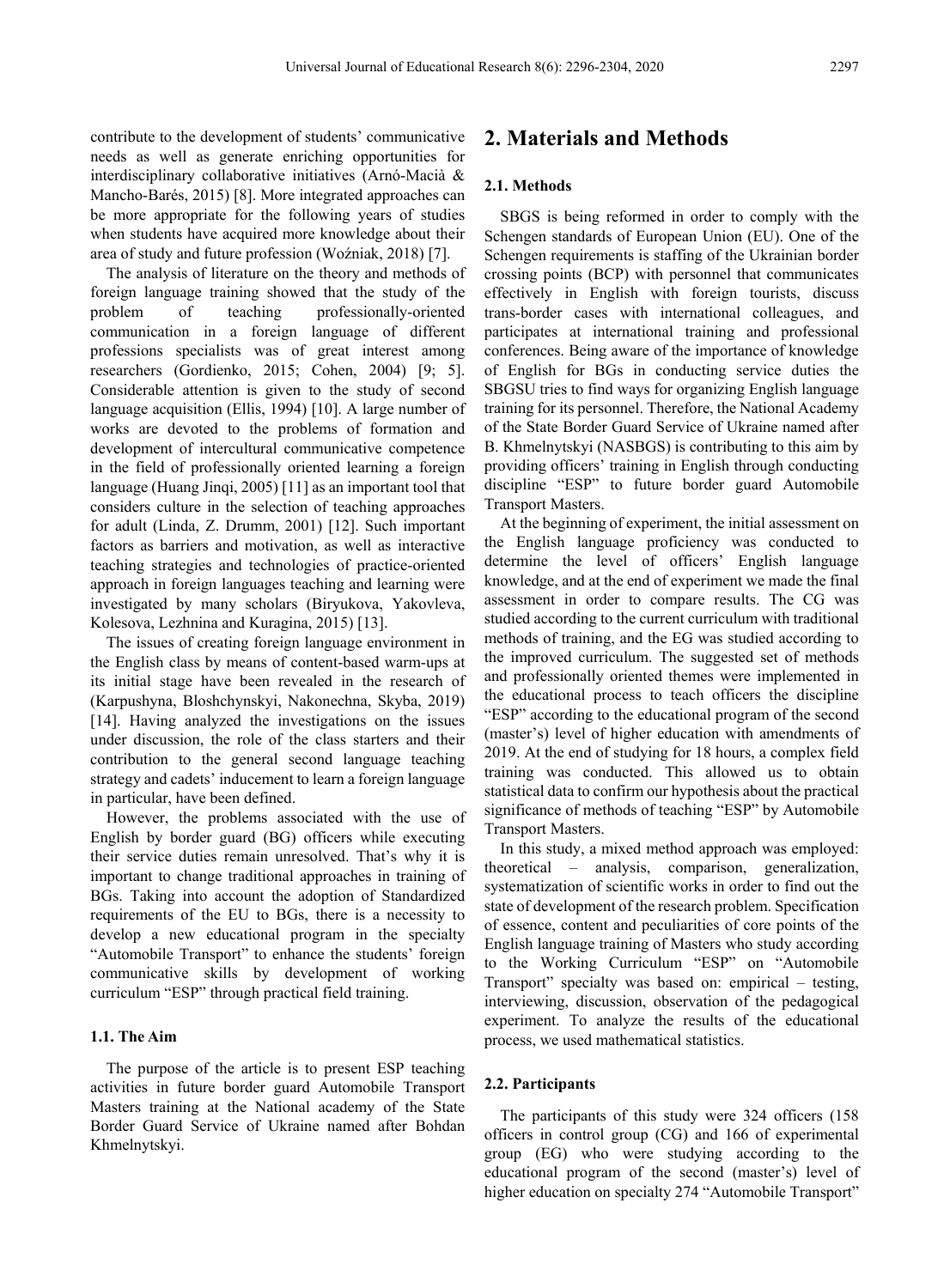contribute to the development of students' communicative needs as well as generate enriching opportunities for interdisciplinary collaborative initiatives (Arnó-Macià & Mancho-Barés, 2015) [8]. More integrated approaches can be more appropriate for the following years of studies when students have acquired more knowledge about their area of study and future profession (Woźniak, 2018) [7].

The analysis of literature on the theory and methods of foreign language training showed that the study of the problem of teaching professionally-oriented communication in a foreign language of different professions specialists was of great interest among researchers (Gordienko, 2015; Cohen, 2004) [9; 5]. Considerable attention is given to the study of second language acquisition (Ellis, 1994) [10]. A large number of works are devoted to the problems of formation and development of intercultural communicative competence in the field of professionally oriented learning a foreign language (Huang Jinqi, 2005) [11] as an important tool that considers culture in the selection of teaching approaches for adult (Linda, Z. Drumm, 2001) [12]. Such important factors as barriers and motivation, as well as interactive teaching strategies and technologies of practice-oriented approach in foreign languages teaching and learning were investigated by many scholars (Biryukova, Yakovleva, Kolesova, Lezhnina and Kuragina, 2015) [13].

The issues of creating foreign language environment in the English class by means of content-based warm-ups at its initial stage have been revealed in the research of (Karpushyna, Bloshchynskyi, Nakonechna, Skyba, 2019) [14]. Having analyzed the investigations on the issues under discussion, the role of the class starters and their contribution to the general second language teaching strategy and cadets' inducement to learn a foreign language in particular, have been defined.

However, the problems associated with the use of English by border guard (BG) officers while executing their service duties remain unresolved. That's why it is important to change traditional approaches in training of BGs. Taking into account the adoption of Standardized requirements of the EU to BGs, there is a necessity to develop a new educational program in the specialty "Automobile Transport" to enhance the students' foreign communicative skills by development of working curriculum "ESP" through practical field training.

### 1.1. The Aim

The purpose of the article is to present ESP teaching activities in future border guard Automobile Transport Masters training at the National academy of the State Border Guard Service of Ukraine named after Bohdan Khmelnytskyi.

## 2. Materials and Methods

### 2.1. Methods

SBGS is being reformed in order to comply with the Schengen standards of European Union (EU). One of the Schengen requirements is staffing of the Ukrainian border crossing points (BCP) with personnel that communicates effectively in English with foreign tourists, discuss trans-border cases with international colleagues, and participates at international training and professional conferences. Being aware of the importance of knowledge of English for BGs in conducting service duties the SBGSU tries to find ways for organizing English language training for its personnel. Therefore, the National Academy of the State Border Guard Service of Ukraine named after B. Khmelnytskyi (NASBGS) is contributing to this aim by providing officers' training in English through conducting discipline "ESP" to future border guard Automobile Transport Masters.

At the beginning of experiment, the initial assessment on the English language proficiency was conducted to determine the level of officers' English language knowledge, and at the end of experiment we made the final assessment in order to compare results. The CG was studied according to the current curriculum with traditional methods of training, and the EG was studied according to the improved curriculum. The suggested set of methods and professionally oriented themes were implemented in the educational process to teach officers the discipline "ESP" according to the educational program of the second (master's) level of higher education with amendments of 2019. At the end of studying for 18 hours, a complex field training was conducted. This allowed us to obtain statistical data to confirm our hypothesis about the practical significance of methods of teaching "ESP" by Automobile Transport Masters.

In this study, a mixed method approach was employed: theoretical – analysis, comparison, generalization, systematization of scientific works in order to find out the state of development of the research problem. Specification of essence, content and peculiarities of core points of the English language training of Masters who study according to the Working Curriculum "ESP" on "Automobile Transport" specialty was based on: empirical – testing, interviewing, discussion, observation of the pedagogical experiment. To analyze the results of the educational process, we used mathematical statistics.

### 2.2. Participants

The participants of this study were 324 officers (158 officers in control group (CG) and 166 of experimental group (EG) who were studying according to the educational program of the second (master's) level of higher education on specialty 274 "Automobile Transport"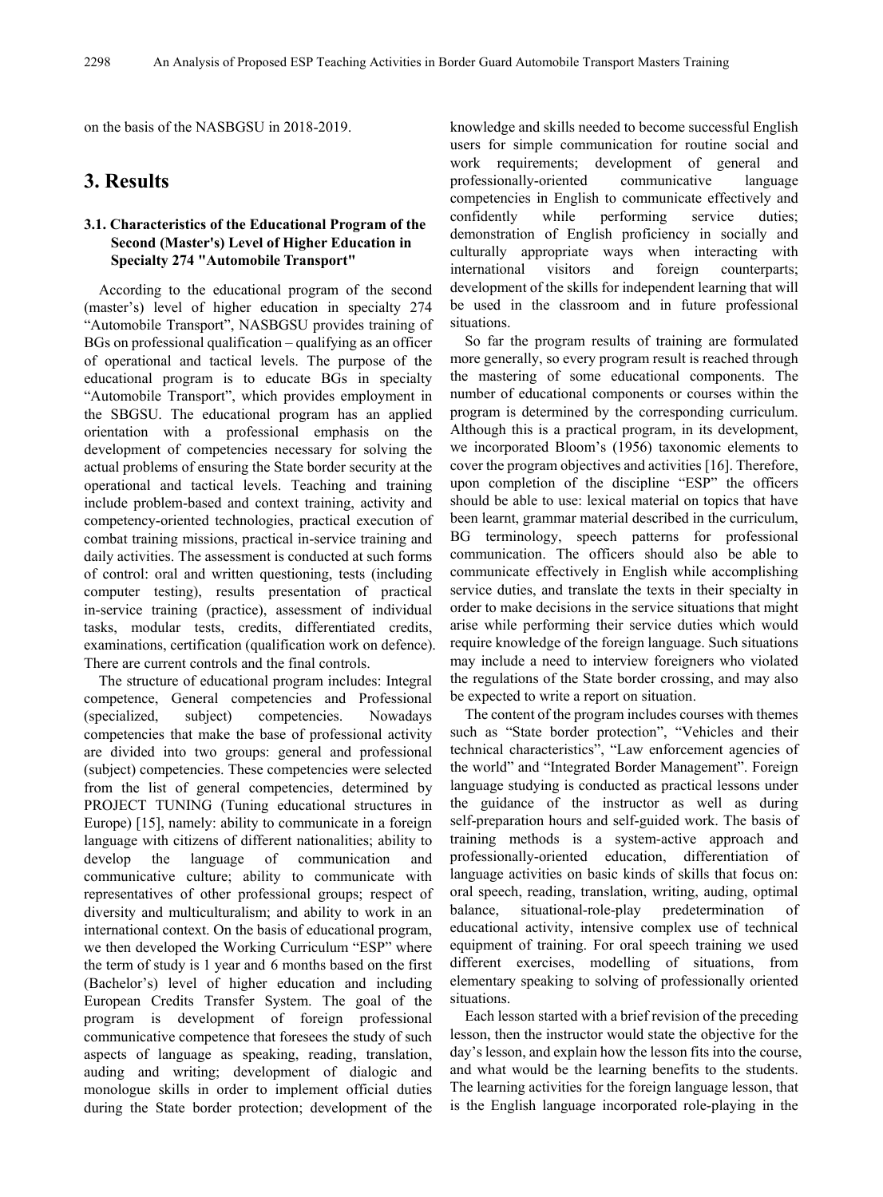on the basis of the NASBGSU in 2018-2019.

## 3. Results

### 3.1. Characteristics of the Educational Program of the Second (Master's) Level of Higher Education in Specialty 274 "Automobile Transport"

According to the educational program of the second (master's) level of higher education in specialty 274 "Automobile Transport", NASBGSU provides training of BGs on professional qualification – qualifying as an officer of operational and tactical levels. The purpose of the educational program is to educate BGs in specialty "Automobile Transport", which provides employment in the SBGSU. The educational program has an applied orientation with a professional emphasis on the development of competencies necessary for solving the actual problems of ensuring the State border security at the operational and tactical levels. Teaching and training include problem-based and context training, activity and competency-oriented technologies, practical execution of combat training missions, practical in-service training and daily activities. The assessment is conducted at such forms of control: oral and written questioning, tests (including computer testing), results presentation of practical in-service training (practice), assessment of individual tasks, modular tests, credits, differentiated credits, examinations, certification (qualification work on defence). There are current controls and the final controls.

The structure of educational program includes: Integral competence, General competencies and Professional (specialized, subject) competencies. Nowadays competencies that make the base of professional activity are divided into two groups: general and professional (subject) competencies. These competencies were selected from the list of general competencies, determined by PROJECT TUNING (Tuning educational structures in Europe) [15], namely: ability to communicate in a foreign language with citizens of different nationalities; ability to develop the language of communication and communicative culture; ability to communicate with representatives of other professional groups; respect of diversity and multiculturalism; and ability to work in an international context. On the basis of educational program, we then developed the Working Curriculum "ESP" where the term of study is 1 year and 6 months based on the first (Bachelor's) level of higher education and including European Credits Transfer System. The goal of the program is development of foreign professional communicative competence that foresees the study of such aspects of language as speaking, reading, translation, auding and writing; development of dialogic and monologue skills in order to implement official duties during the State border protection; development of the knowledge and skills needed to become successful English users for simple communication for routine social and work requirements; development of general and professionally-oriented communicative language competencies in English to communicate effectively and confidently while performing service duties; demonstration of English proficiency in socially and culturally appropriate ways when interacting with international visitors and foreign counterparts; development of the skills for independent learning that will be used in the classroom and in future professional situations.

So far the program results of training are formulated more generally, so every program result is reached through the mastering of some educational components. The number of educational components or courses within the program is determined by the corresponding curriculum. Although this is a practical program, in its development, we incorporated Bloom's (1956) taxonomic elements to cover the program objectives and activities [16]. Therefore, upon completion of the discipline "ESP" the officers should be able to use: lexical material on topics that have been learnt, grammar material described in the curriculum, BG terminology, speech patterns for professional communication. The officers should also be able to communicate effectively in English while accomplishing service duties, and translate the texts in their specialty in order to make decisions in the service situations that might arise while performing their service duties which would require knowledge of the foreign language. Such situations may include a need to interview foreigners who violated the regulations of the State border crossing, and may also be expected to write a report on situation.

The content of the program includes courses with themes such as "State border protection", "Vehicles and their technical characteristics", "Law enforcement agencies of the world" and "Integrated Border Management". Foreign language studying is conducted as practical lessons under the guidance of the instructor as well as during self-preparation hours and self-guided work. The basis of training methods is a system-active approach and professionally-oriented education, differentiation of language activities on basic kinds of skills that focus on: oral speech, reading, translation, writing, auding, optimal balance, situational-role-play predetermination of educational activity, intensive complex use of technical equipment of training. For oral speech training we used different exercises, modelling of situations, from elementary speaking to solving of professionally oriented situations.

Each lesson started with a brief revision of the preceding lesson, then the instructor would state the objective for the day's lesson, and explain how the lesson fits into the course, and what would be the learning benefits to the students. The learning activities for the foreign language lesson, that is the English language incorporated role-playing in the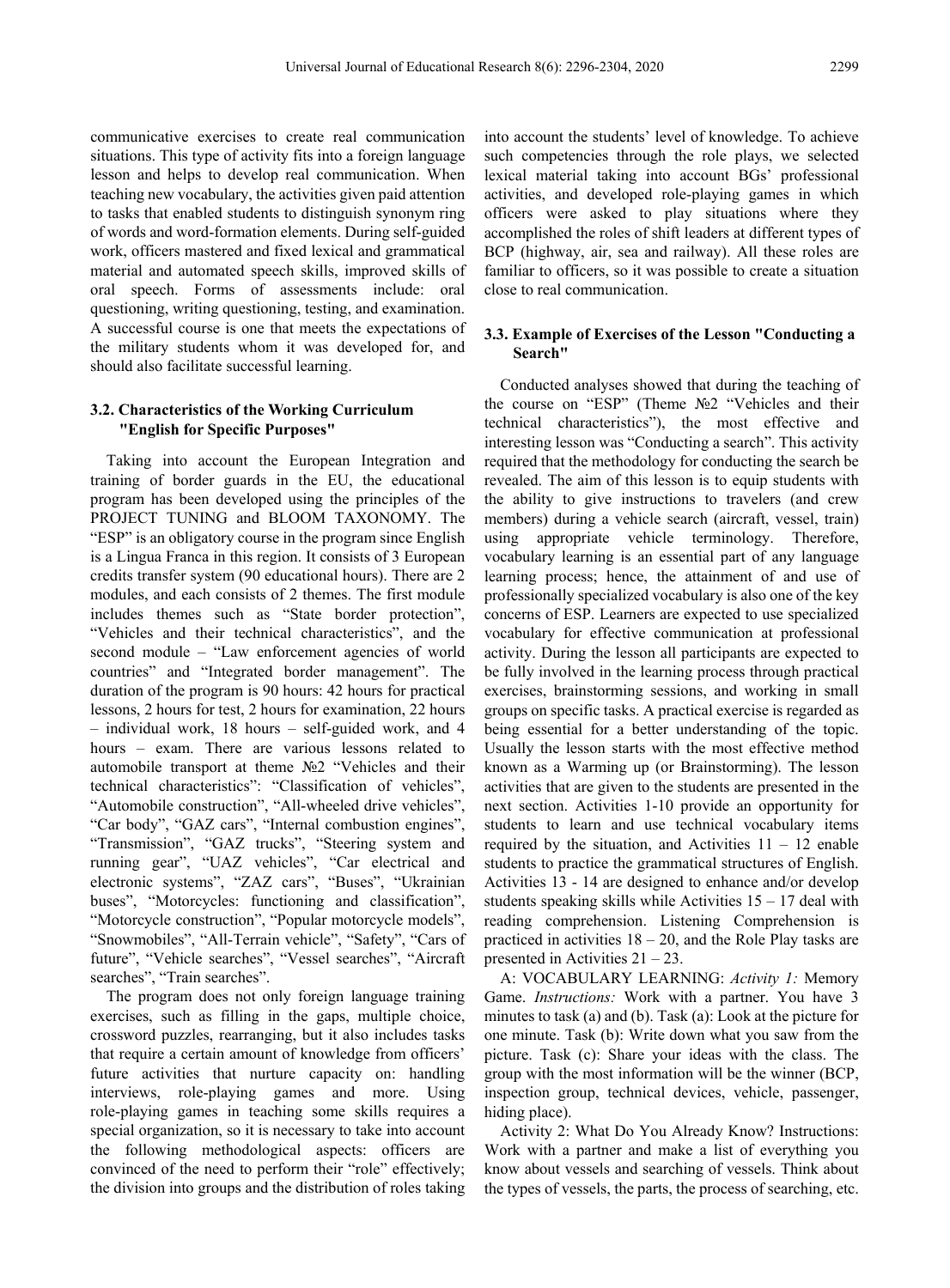communicative exercises to create real communication situations. This type of activity fits into a foreign language lesson and helps to develop real communication. When teaching new vocabulary, the activities given paid attention to tasks that enabled students to distinguish synonym ring of words and word-formation elements. During self-guided work, officers mastered and fixed lexical and grammatical material and automated speech skills, improved skills of oral speech. Forms of assessments include: oral questioning, writing questioning, testing, and examination. A successful course is one that meets the expectations of the military students whom it was developed for, and should also facilitate successful learning.

### 3.2. Characteristics of the Working Curriculum "English for Specific Purposes"

Taking into account the European Integration and training of border guards in the EU, the educational program has been developed using the principles of the PROJECT TUNING and BLOOM TAXONOMY. The "ESP" is an obligatory course in the program since English is a Lingua Franca in this region. It consists of 3 European credits transfer system (90 educational hours). There are 2 modules, and each consists of 2 themes. The first module includes themes such as "State border protection", "Vehicles and their technical characteristics", and the second module – "Law enforcement agencies of world countries" and "Integrated border management". The duration of the program is 90 hours: 42 hours for practical lessons, 2 hours for test, 2 hours for examination, 22 hours – individual work, 18 hours – self-guided work, and 4 hours – exam. There are various lessons related to automobile transport at theme №2 "Vehicles and their technical characteristics": "Classification of vehicles", "Automobile construction", "All-wheeled drive vehicles", "Car body", "GAZ cars", "Internal combustion engines", "Transmission", "GAZ trucks", "Steering system and running gear", "UAZ vehicles", "Car electrical and electronic systems", "ZAZ cars", "Buses", "Ukrainian buses", "Motorcycles: functioning and classification", "Motorcycle construction", "Popular motorcycle models", "Snowmobiles", "All-Terrain vehicle", "Safety", "Cars of future", "Vehicle searches", "Vessel searches", "Aircraft searches", "Train searches".

The program does not only foreign language training exercises, such as filling in the gaps, multiple choice, crossword puzzles, rearranging, but it also includes tasks that require a certain amount of knowledge from officers' future activities that nurture capacity on: handling interviews, role-playing games and more. Using role-playing games in teaching some skills requires a special organization, so it is necessary to take into account the following methodological aspects: officers are convinced of the need to perform their "role" effectively; the division into groups and the distribution of roles taking into account the students' level of knowledge. To achieve such competencies through the role plays, we selected lexical material taking into account BGs' professional activities, and developed role-playing games in which officers were asked to play situations where they accomplished the roles of shift leaders at different types of BCP (highway, air, sea and railway). All these roles are familiar to officers, so it was possible to create a situation close to real communication.

### 3.3. Example of Exercises of the Lesson "Conducting a Search"

Conducted analyses showed that during the teaching of the course on "ESP" (Theme №2 "Vehicles and their technical characteristics"), the most effective and interesting lesson was "Conducting a search". This activity required that the methodology for conducting the search be revealed. The aim of this lesson is to equip students with the ability to give instructions to travelers (and crew members) during a vehicle search (aircraft, vessel, train) using appropriate vehicle terminology. Therefore, vocabulary learning is an essential part of any language learning process; hence, the attainment of and use of professionally specialized vocabulary is also one of the key concerns of ESP. Learners are expected to use specialized vocabulary for effective communication at professional activity. During the lesson all participants are expected to be fully involved in the learning process through practical exercises, brainstorming sessions, and working in small groups on specific tasks. A practical exercise is regarded as being essential for a better understanding of the topic. Usually the lesson starts with the most effective method known as a Warming up (or Brainstorming). The lesson activities that are given to the students are presented in the next section. Activities 1-10 provide an opportunity for students to learn and use technical vocabulary items required by the situation, and Activities 11 – 12 enable students to practice the grammatical structures of English. Activities 13 - 14 are designed to enhance and/or develop students speaking skills while Activities 15 – 17 deal with reading comprehension. Listening Comprehension is practiced in activities 18 – 20, and the Role Play tasks are presented in Activities 21 – 23.

A: VOCABULARY LEARNING: *Activity 1:* Memory Game. *Instructions:* Work with a partner. You have 3 minutes to task (a) and (b). Task (a): Look at the picture for one minute. Task (b): Write down what you saw from the picture. Task (c): Share your ideas with the class. The group with the most information will be the winner (BCP, inspection group, technical devices, vehicle, passenger, hiding place).

Activity 2: What Do You Already Know? Instructions: Work with a partner and make a list of everything you know about vessels and searching of vessels. Think about the types of vessels, the parts, the process of searching, etc.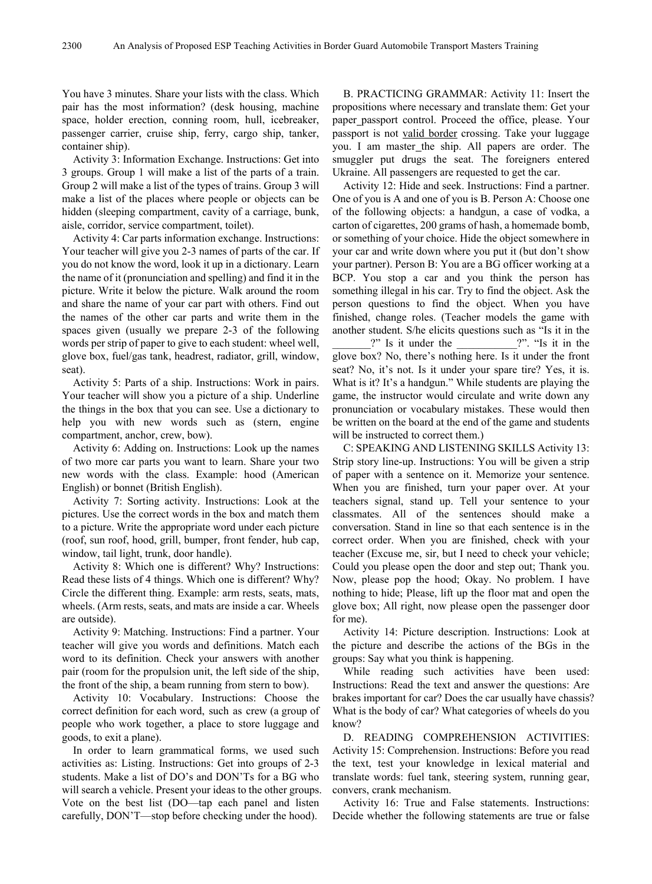You have 3 minutes. Share your lists with the class. Which pair has the most information? (desk housing, machine space, holder erection, conning room, hull, icebreaker, passenger carrier, cruise ship, ferry, cargo ship, tanker, container ship).

Activity 3: Information Exchange. Instructions: Get into 3 groups. Group 1 will make a list of the parts of a train. Group 2 will make a list of the types of trains. Group 3 will make a list of the places where people or objects can be hidden (sleeping compartment, cavity of a carriage, bunk, aisle, corridor, service compartment, toilet).

Activity 4: Car parts information exchange. Instructions: Your teacher will give you 2-3 names of parts of the car. If you do not know the word, look it up in a dictionary. Learn the name of it (pronunciation and spelling) and find it in the picture. Write it below the picture. Walk around the room and share the name of your car part with others. Find out the names of the other car parts and write them in the spaces given (usually we prepare 2-3 of the following words per strip of paper to give to each student: wheel well, glove box, fuel/gas tank, headrest, radiator, grill, window, seat).

Activity 5: Parts of a ship. Instructions: Work in pairs. Your teacher will show you a picture of a ship. Underline the things in the box that you can see. Use a dictionary to help you with new words such as (stern, engine compartment, anchor, crew, bow).

Activity 6: Adding on. Instructions: Look up the names of two more car parts you want to learn. Share your two new words with the class. Example: hood (American English) or bonnet (British English).

Activity 7: Sorting activity. Instructions: Look at the pictures. Use the correct words in the box and match them to a picture. Write the appropriate word under each picture (roof, sun roof, hood, grill, bumper, front fender, hub cap, window, tail light, trunk, door handle).

Activity 8: Which one is different? Why? Instructions: Read these lists of 4 things. Which one is different? Why? Circle the different thing. Example: arm rests, seats, mats, wheels. (Arm rests, seats, and mats are inside a car. Wheels are outside).

Activity 9: Matching. Instructions: Find a partner. Your teacher will give you words and definitions. Match each word to its definition. Check your answers with another pair (room for the propulsion unit, the left side of the ship, the front of the ship, a beam running from stern to bow).

Activity 10: Vocabulary. Instructions: Choose the correct definition for each word, such as crew (a group of people who work together, a place to store luggage and goods, to exit a plane).

In order to learn grammatical forms, we used such activities as: Listing. Instructions: Get into groups of 2-3 students. Make a list of DO's and DON'Ts for a BG who will search a vehicle. Present your ideas to the other groups. Vote on the best list (DO—tap each panel and listen carefully, DON'T—stop before checking under the hood).

B. PRACTICING GRAMMAR: Activity 11: Insert the propositions where necessary and translate them: Get your paper_passport control. Proceed the office, please. Your passport is not <u>valid border</u> crossing. Take your luggage you. I am master_the ship. All papers are order. The smuggler put drugs the seat. The foreigners entered Ukraine. All passengers are requested to get the car.

Activity 12: Hide and seek. Instructions: Find a partner. One of you is A and one of you is B. Person A: Choose one of the following objects: a handgun, a case of vodka, a carton of cigarettes, 200 grams of hash, a homemade bomb, or something of your choice. Hide the object somewhere in your car and write down where you put it (but don't show your partner). Person B: You are a BG officer working at a BCP. You stop a car and you think the person has something illegal in his car. Try to find the object. Ask the person questions to find the object. When you have finished, change roles. (Teacher models the game with another student. S/he elicits questions such as "Is it in the _______?" Is it under the ___________?". "Is it in the glove box? No, there's nothing here. Is it under the front seat? No, it's not. Is it under your spare tire? Yes, it is. What is it? It's a handgun." While students are playing the game, the instructor would circulate and write down any pronunciation or vocabulary mistakes. These would then be written on the board at the end of the game and students will be instructed to correct them.)

C: SPEAKING AND LISTENING SKILLS Activity 13: Strip story line-up. Instructions: You will be given a strip of paper with a sentence on it. Memorize your sentence. When you are finished, turn your paper over. At your teachers signal, stand up. Tell your sentence to your classmates. All of the sentences should make a conversation. Stand in line so that each sentence is in the correct order. When you are finished, check with your teacher (Excuse me, sir, but I need to check your vehicle; Could you please open the door and step out; Thank you. Now, please pop the hood; Okay. No problem. I have nothing to hide; Please, lift up the floor mat and open the glove box; All right, now please open the passenger door for me).

Activity 14: Picture description. Instructions: Look at the picture and describe the actions of the BGs in the groups: Say what you think is happening.

While reading such activities have been used: Instructions: Read the text and answer the questions: Are brakes important for car? Does the car usually have chassis? What is the body of car? What categories of wheels do you know?

D. READING COMPREHENSION ACTIVITIES: Activity 15: Comprehension. Instructions: Before you read the text, test your knowledge in lexical material and translate words: fuel tank, steering system, running gear, convers, crank mechanism.

Activity 16: True and False statements. Instructions: Decide whether the following statements are true or false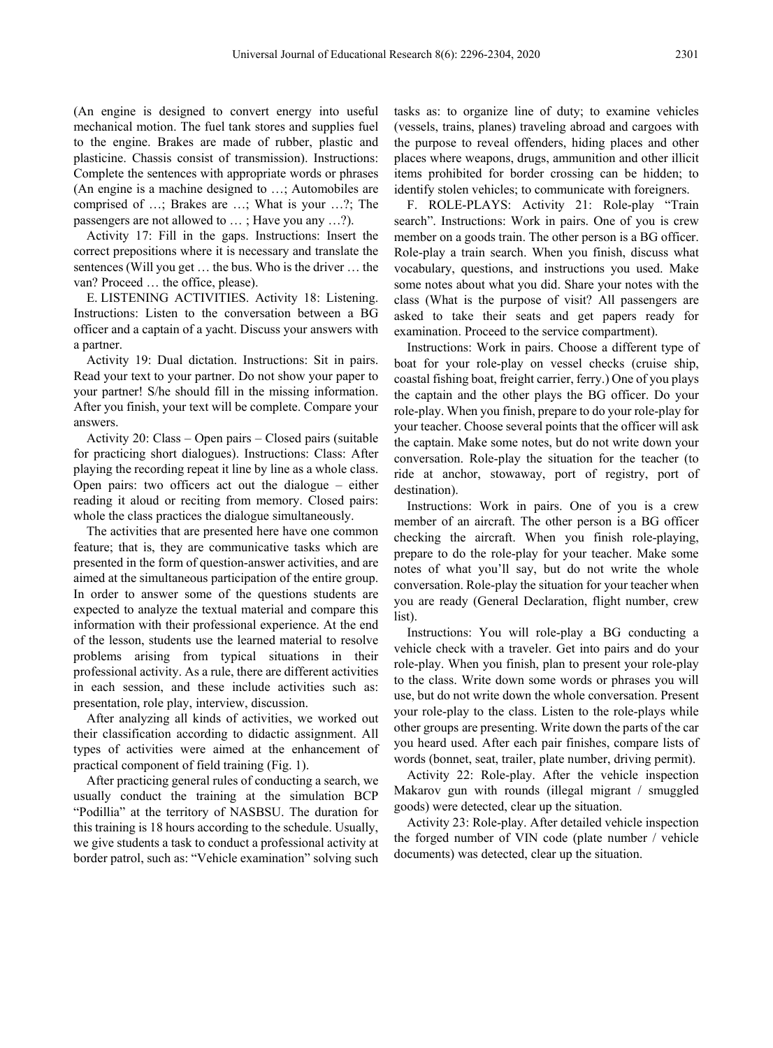(An engine is designed to convert energy into useful mechanical motion. The fuel tank stores and supplies fuel to the engine. Brakes are made of rubber, plastic and plasticine. Chassis consist of transmission). Instructions: Complete the sentences with appropriate words or phrases (An engine is a machine designed to …; Automobiles are comprised of …; Brakes are …; What is your …?; The passengers are not allowed to … ; Have you any …?).

Activity 17: Fill in the gaps. Instructions: Insert the correct prepositions where it is necessary and translate the sentences (Will you get … the bus. Who is the driver … the van? Proceed … the office, please).

E. LISTENING ACTIVITIES. Activity 18: Listening. Instructions: Listen to the conversation between a BG officer and a captain of a yacht. Discuss your answers with a partner.

Activity 19: Dual dictation. Instructions: Sit in pairs. Read your text to your partner. Do not show your paper to your partner! S/he should fill in the missing information. After you finish, your text will be complete. Compare your answers.

Activity 20: Class – Open pairs – Closed pairs (suitable for practicing short dialogues). Instructions: Class: After playing the recording repeat it line by line as a whole class. Open pairs: two officers act out the dialogue – either reading it aloud or reciting from memory. Closed pairs: whole the class practices the dialogue simultaneously.

The activities that are presented here have one common feature; that is, they are communicative tasks which are presented in the form of question-answer activities, and are aimed at the simultaneous participation of the entire group. In order to answer some of the questions students are expected to analyze the textual material and compare this information with their professional experience. At the end of the lesson, students use the learned material to resolve problems arising from typical situations in their professional activity. As a rule, there are different activities in each session, and these include activities such as: presentation, role play, interview, discussion.

After analyzing all kinds of activities, we worked out their classification according to didactic assignment. All types of activities were aimed at the enhancement of practical component of field training (Fig. 1).

After practicing general rules of conducting a search, we usually conduct the training at the simulation BCP "Podillia" at the territory of NASBSU. The duration for this training is 18 hours according to the schedule. Usually, we give students a task to conduct a professional activity at border patrol, such as: "Vehicle examination" solving such tasks as: to organize line of duty; to examine vehicles (vessels, trains, planes) traveling abroad and cargoes with the purpose to reveal offenders, hiding places and other places where weapons, drugs, ammunition and other illicit items prohibited for border crossing can be hidden; to identify stolen vehicles; to communicate with foreigners.

F. ROLE-PLAYS: Activity 21: Role-play "Train search". Instructions: Work in pairs. One of you is crew member on a goods train. The other person is a BG officer. Role-play a train search. When you finish, discuss what vocabulary, questions, and instructions you used. Make some notes about what you did. Share your notes with the class (What is the purpose of visit? All passengers are asked to take their seats and get papers ready for examination. Proceed to the service compartment).

Instructions: Work in pairs. Choose a different type of boat for your role-play on vessel checks (cruise ship, coastal fishing boat, freight carrier, ferry.) One of you plays the captain and the other plays the BG officer. Do your role-play. When you finish, prepare to do your role-play for your teacher. Choose several points that the officer will ask the captain. Make some notes, but do not write down your conversation. Role-play the situation for the teacher (to ride at anchor, stowaway, port of registry, port of destination).

Instructions: Work in pairs. One of you is a crew member of an aircraft. The other person is a BG officer checking the aircraft. When you finish role-playing, prepare to do the role-play for your teacher. Make some notes of what you'll say, but do not write the whole conversation. Role-play the situation for your teacher when you are ready (General Declaration, flight number, crew list).

Instructions: You will role-play a BG conducting a vehicle check with a traveler. Get into pairs and do your role-play. When you finish, plan to present your role-play to the class. Write down some words or phrases you will use, but do not write down the whole conversation. Present your role-play to the class. Listen to the role-plays while other groups are presenting. Write down the parts of the car you heard used. After each pair finishes, compare lists of words (bonnet, seat, trailer, plate number, driving permit).

Activity 22: Role-play. After the vehicle inspection Makarov gun with rounds (illegal migrant / smuggled goods) were detected, clear up the situation.

Activity 23: Role-play. After detailed vehicle inspection the forged number of VIN code (plate number / vehicle documents) was detected, clear up the situation.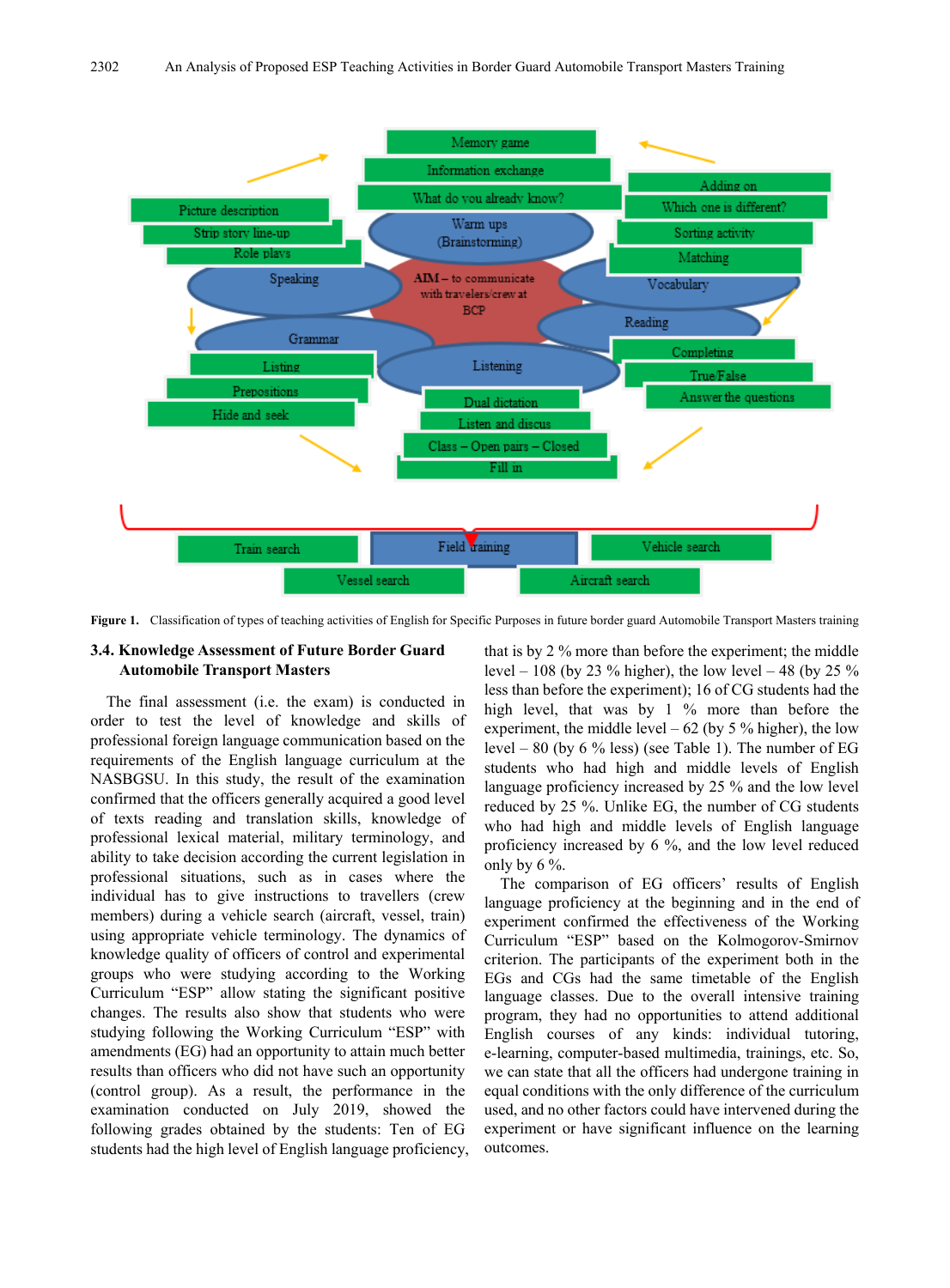Figure 1. Classification of types of teaching activities of English for Specific Purposes in future border guard Automobile Transport Masters training

### 3.4. Knowledge Assessment of Future Border Guard Automobile Transport Masters

The final assessment (i.e. the exam) is conducted in order to test the level of knowledge and skills of professional foreign language communication based on the requirements of the English language curriculum at the NASBGSU. In this study, the result of the examination confirmed that the officers generally acquired a good level of texts reading and translation skills, knowledge of professional lexical material, military terminology, and ability to take decision according the current legislation in professional situations, such as in cases where the individual has to give instructions to travellers (crew members) during a vehicle search (aircraft, vessel, train) using appropriate vehicle terminology. The dynamics of knowledge quality of officers of control and experimental groups who were studying according to the Working Curriculum "ESP" allow stating the significant positive changes. The results also show that students who were studying following the Working Curriculum "ESP" with amendments (EG) had an opportunity to attain much better results than officers who did not have such an opportunity (control group). As a result, the performance in the examination conducted on July 2019, showed the following grades obtained by the students: Ten of EG students had the high level of English language proficiency, that is by 2 % more than before the experiment; the middle level – 108 (by 23 % higher), the low level – 48 (by 25 % less than before the experiment); 16 of CG students had the high level, that was by 1 % more than before the experiment, the middle level – 62 (by 5 % higher), the low level – 80 (by 6 % less) (see Table 1). The number of EG students who had high and middle levels of English language proficiency increased by 25 % and the low level reduced by 25 %. Unlike EG, the number of CG students who had high and middle levels of English language proficiency increased by 6 %, and the low level reduced only by 6 %.

The comparison of EG officers' results of English language proficiency at the beginning and in the end of experiment confirmed the effectiveness of the Working Curriculum "ESP" based on the Kolmogorov-Smirnov criterion. The participants of the experiment both in the EGs and CGs had the same timetable of the English language classes. Due to the overall intensive training program, they had no opportunities to attend additional English courses of any kinds: individual tutoring, e-learning, computer-based multimedia, trainings, etc. So, we can state that all the officers had undergone training in equal conditions with the only difference of the curriculum used, and no other factors could have intervened during the experiment or have significant influence on the learning outcomes.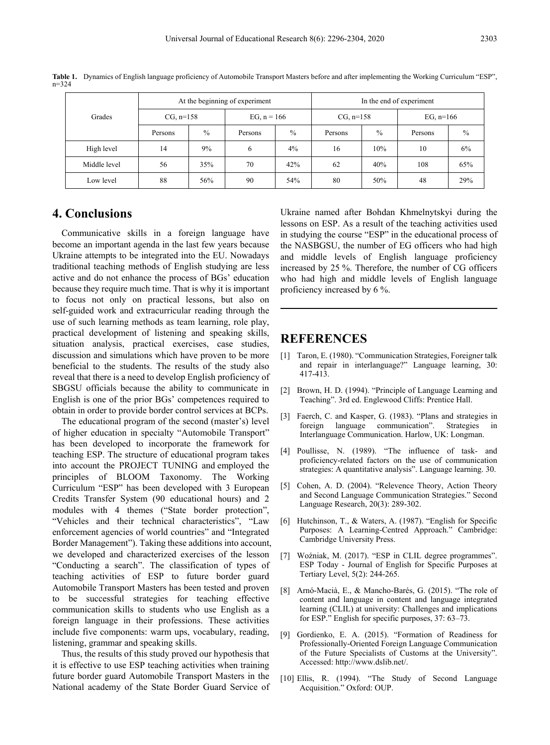**Table 1.** Dynamics of English language proficiency of Automobile Transport Masters before and after implementing the Working Curriculum "ESP", n=324

| Grades | At the beginning of experiment | | | | In the end of experiment | | | |
|---|---|---|---|---|---|---|---|---|
| | CG, n=158 | | EG, n = 166 | | CG, n=158 | | EG, n=166 | |
| | Persons | % | Persons | % | Persons | % | Persons | % |
| High level | 14 | 9% | 6 | 4% | 16 | 10% | 10 | 6% |
| Middle level | 56 | 35% | 70 | 42% | 62 | 40% | 108 | 65% |
| Low level | 88 | 56% | 90 | 54% | 80 | 50% | 48 | 29% |

# 4. Conclusions

Communicative skills in a foreign language have become an important agenda in the last few years because Ukraine attempts to be integrated into the EU. Nowadays traditional teaching methods of English studying are less active and do not enhance the process of BGs' education because they require much time. That is why it is important to focus not only on practical lessons, but also on self-guided work and extracurricular reading through the use of such learning methods as team learning, role play, practical development of listening and speaking skills, situation analysis, practical exercises, case studies, discussion and simulations which have proven to be more beneficial to the students. The results of the study also reveal that there is a need to develop English proficiency of SBGSU officials because the ability to communicate in English is one of the prior BGs' competences required to obtain in order to provide border control services at BCPs.

The educational program of the second (master's) level of higher education in specialty "Automobile Transport" has been developed to incorporate the framework for teaching ESP. The structure of educational program takes into account the PROJECT TUNING and employed the principles of BLOOM Taxonomy. The Working Curriculum "ESP" has been developed with 3 European Credits Transfer System (90 educational hours) and 2 modules with 4 themes ("State border protection", "Vehicles and their technical characteristics", "Law enforcement agencies of world countries" and "Integrated Border Management"). Taking these additions into account, we developed and characterized exercises of the lesson "Conducting a search". The classification of types of teaching activities of ESP to future border guard Automobile Transport Masters has been tested and proven to be successful strategies for teaching effective communication skills to students who use English as a foreign language in their professions. These activities include five components: warm ups, vocabulary, reading, listening, grammar and speaking skills.

Thus, the results of this study proved our hypothesis that it is effective to use ESP teaching activities when training future border guard Automobile Transport Masters in the National academy of the State Border Guard Service of Ukraine named after Bohdan Khmelnytskyi during the lessons on ESP. As a result of the teaching activities used in studying the course "ESP" in the educational process of the NASBGSU, the number of EG officers who had high and middle levels of English language proficiency increased by 25 %. Therefore, the number of CG officers who had high and middle levels of English language proficiency increased by 6 %.

# REFERENCES

[1] Taron, E. (1980). "Communication Strategies, Foreigner talk and repair in interlanguage?" Language learning, 30: 417-413.

[2] Brown, H. D. (1994). "Principle of Language Learning and Teaching". 3rd ed. Englewood Cliffs: Prentice Hall.

[3] Faerch, C. and Kasper, G. (1983). "Plans and strategies in foreign language communication". Strategies in Interlanguage Communication. Harlow, UK: Longman.

[4] Poullisse, N. (1989). "The influence of task- and proficiency-related factors on the use of communication strategies: A quantitative analysis". Language learning. 30.

[5] Cohen, A. D. (2004). "Relevence Theory, Action Theory and Second Language Communication Strategies." Second Language Research, 20(3): 289-302.

[6] Hutchinson, T., & Waters, A. (1987). "English for Specific Purposes: A Learning-Centred Approach." Cambridge: Cambridge University Press.

[7] Woźniak, M. (2017). "ESP in CLIL degree programmes". ESP Today - Journal of English for Specific Purposes at Tertiary Level, 5(2): 244-265.

[8] Arnó-Macià, E., & Mancho-Barés, G. (2015). "The role of content and language in content and language integrated learning (CLIL) at university: Challenges and implications for ESP." English for specific purposes, 37: 63–73.

[9] Gordienko, E. A. (2015). "Formation of Readiness for Professionally-Oriented Foreign Language Communication of the Future Specialists of Customs at the University". Accessed: http://www.dslib.net/.

[10] Ellis, R. (1994). "The Study of Second Language Acquisition." Oxford: OUP.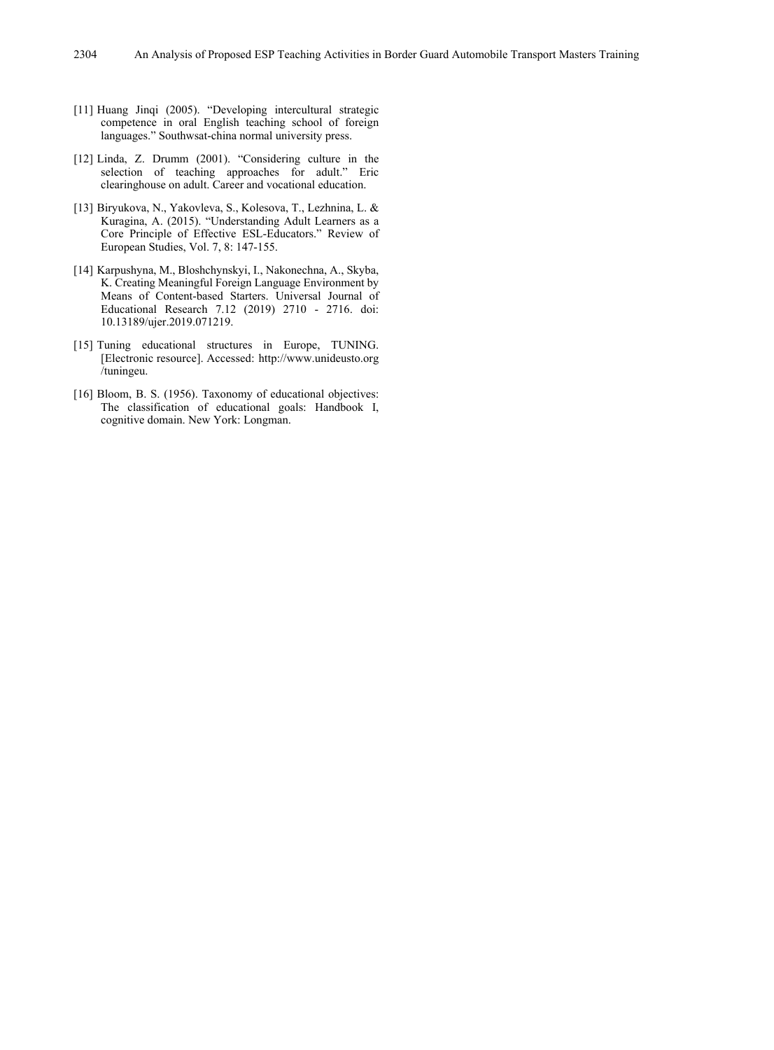[11] Huang Jinqi (2005). "Developing intercultural strategic competence in oral English teaching school of foreign languages." Southwsat-china normal university press.

[12] Linda, Z. Drumm (2001). "Considering culture in the selection of teaching approaches for adult." Eric clearinghouse on adult. Career and vocational education.

[13] Biryukova, N., Yakovleva, S., Kolesova, T., Lezhnina, L. & Kuragina, A. (2015). "Understanding Adult Learners as a Core Principle of Effective ESL-Educators." Review of European Studies, Vol. 7, 8: 147-155.

[14] Karpushyna, M., Bloshchynskyi, I., Nakonechna, A., Skyba, K. Creating Meaningful Foreign Language Environment by Means of Content-based Starters. Universal Journal of Educational Research 7.12 (2019) 2710 - 2716. doi: 10.13189/ujer.2019.071219.

[15] Tuning educational structures in Europe, TUNING. [Electronic resource]. Accessed: http://www.unideusto.org /tuningeu.

[16] Bloom, B. S. (1956). Taxonomy of educational objectives: The classification of educational goals: Handbook I, cognitive domain. New York: Longman.